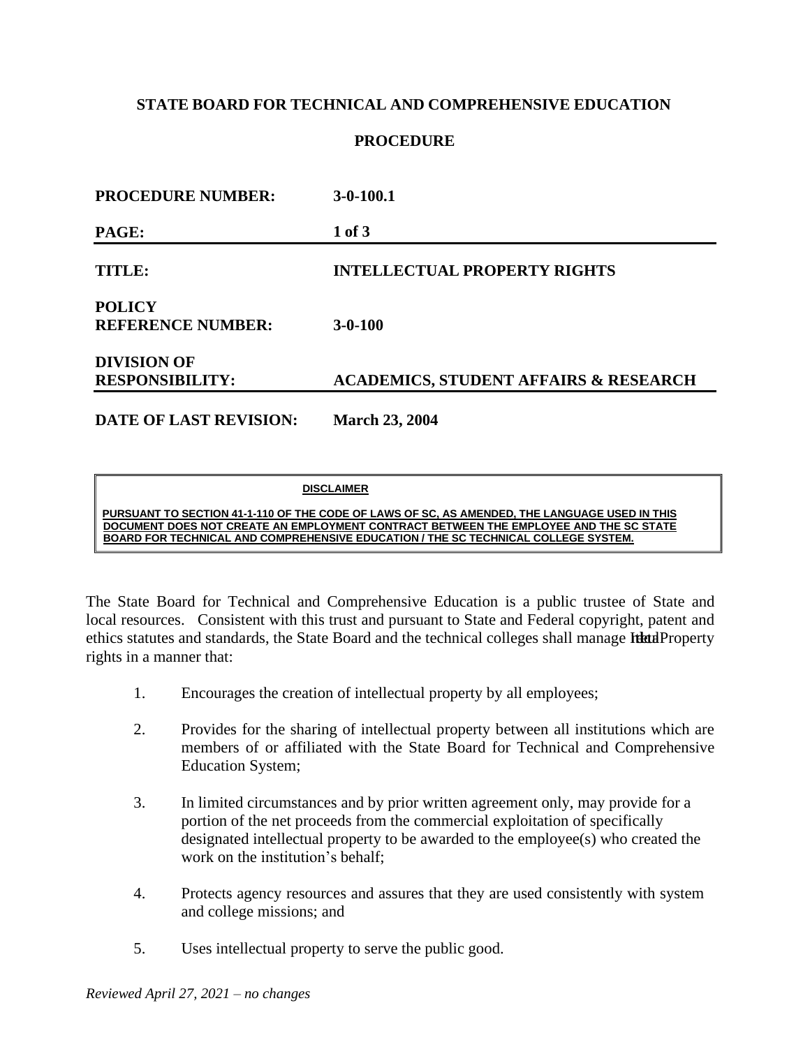**STATE BOARD FOR TECHNICAL AND COMPREHENSIVE EDUCATION**

**PROCEDURE**

| | |
|---|---|
| **PROCEDURE NUMBER:** | **3-0-100.1** |
| **TITLE:** | **INTELLECTUAL PROPERTY RIGHTS** |
| **POLICY REFERENCE NUMBER:** | **3-0-100** |
| **DIVISION OF RESPONSIBILITY:** | **ACADEMICS, STUDENT AFFAIRS & RESEARCH** |
| **DATE OF LAST REVISION:** | **March 23, 2004** |

**DISCLAIMER**

**PURSUANT TO SECTION 41-1-110 OF THE CODE OF LAWS OF SC, AS AMENDED, THE LANGUAGE USED IN THIS DOCUMENT DOES NOT CREATE AN EMPLOYMENT CONTRACT BETWEEN THE EMPLOYEE AND THE SC STATE BOARD FOR TECHNICAL AND COMPREHENSIVE EDUCATION / THE SC TECHNICAL COLLEGE SYSTEM.**

The State Board for Technical and Comprehensive Education is a public trustee of State and local resources. Consistent with this trust and pursuant to State and Federal copyright, patent and ethics statutes and standards, the State Board and the technical colleges shall manage Intellectual Property rights in a manner that:

1. Encourages the creation of intellectual property by all employees;
2. Provides for the sharing of intellectual property between all institutions which are members of or affiliated with the State Board for Technical and Comprehensive Education System;
3. In limited circumstances and by prior written agreement only, may provide for a portion of the net proceeds from the commercial exploitation of specifically designated intellectual property to be awarded to the employee(s) who created the work on the institution's behalf;
4. Protects agency resources and assures that they are used consistently with system and college missions; and
5. Uses intellectual property to serve the public good.

*Reviewed April 27, 2021 – no changes*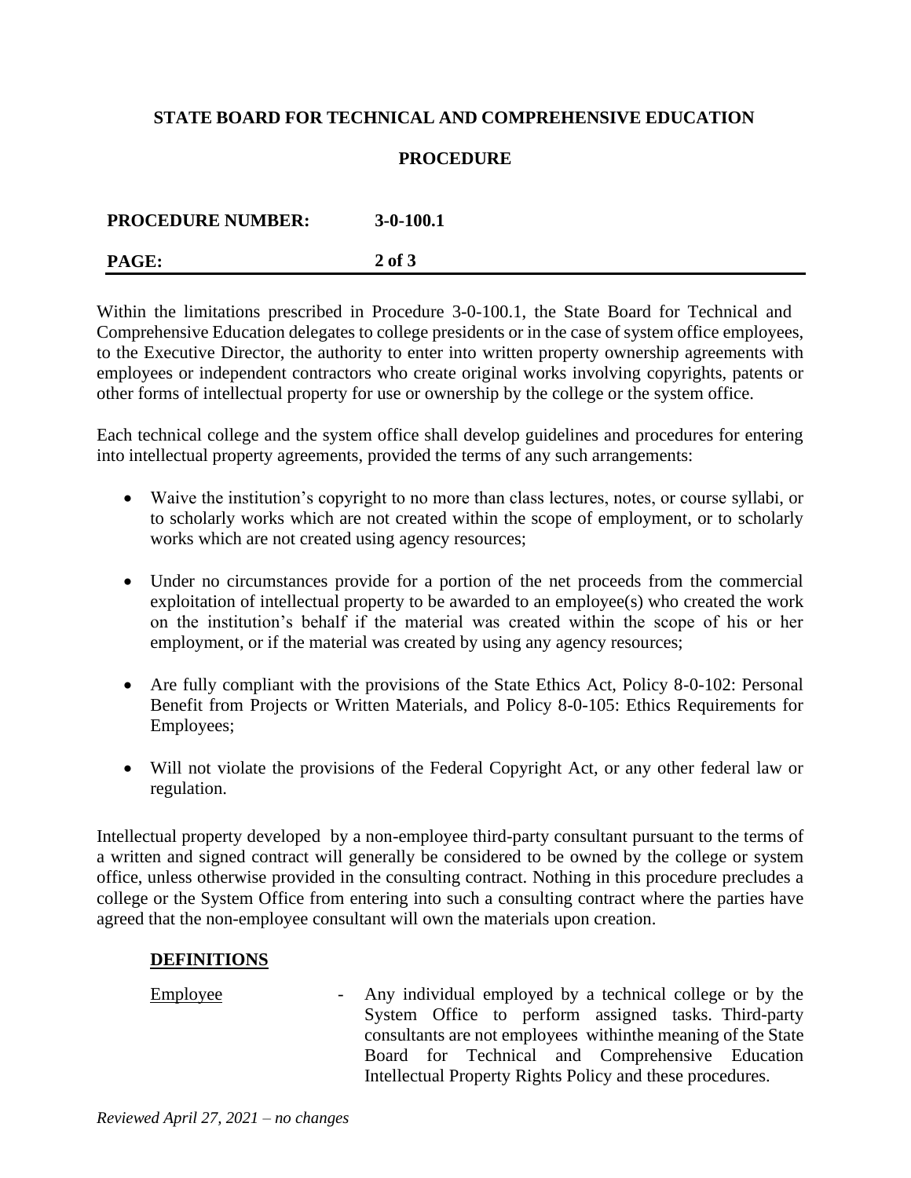Within the limitations prescribed in Procedure 3-0-100.1, the State Board for Technical and Comprehensive Education delegates to college presidents or in the case of system office employees, to the Executive Director, the authority to enter into written property ownership agreements with employees or independent contractors who create original works involving copyrights, patents or other forms of intellectual property for use or ownership by the college or the system office.

Each technical college and the system office shall develop guidelines and procedures for entering into intellectual property agreements, provided the terms of any such arrangements:

- Waive the institution's copyright to no more than class lectures, notes, or course syllabi, or to scholarly works which are not created within the scope of employment, or to scholarly works which are not created using agency resources;
- Under no circumstances provide for a portion of the net proceeds from the commercial exploitation of intellectual property to be awarded to an employee(s) who created the work on the institution's behalf if the material was created within the scope of his or her employment, or if the material was created by using any agency resources;
- Are fully compliant with the provisions of the State Ethics Act, Policy 8-0-102: Personal Benefit from Projects or Written Materials, and Policy 8-0-105: Ethics Requirements for Employees;
- Will not violate the provisions of the Federal Copyright Act, or any other federal law or regulation.

Intellectual property developed by a non-employee third-party consultant pursuant to the terms of a written and signed contract will generally be considered to be owned by the college or system office, unless otherwise provided in the consulting contract. Nothing in this procedure precludes a college or the System Office from entering into such a consulting contract where the parties have agreed that the non-employee consultant will own the materials upon creation.

## DEFINITIONS

Employee - Any individual employed by a technical college or by the System Office to perform assigned tasks. Third-party consultants are not employees withinthe meaning of the State Board for Technical and Comprehensive Education Intellectual Property Rights Policy and these procedures.

*Reviewed April 27, 2021 – no changes*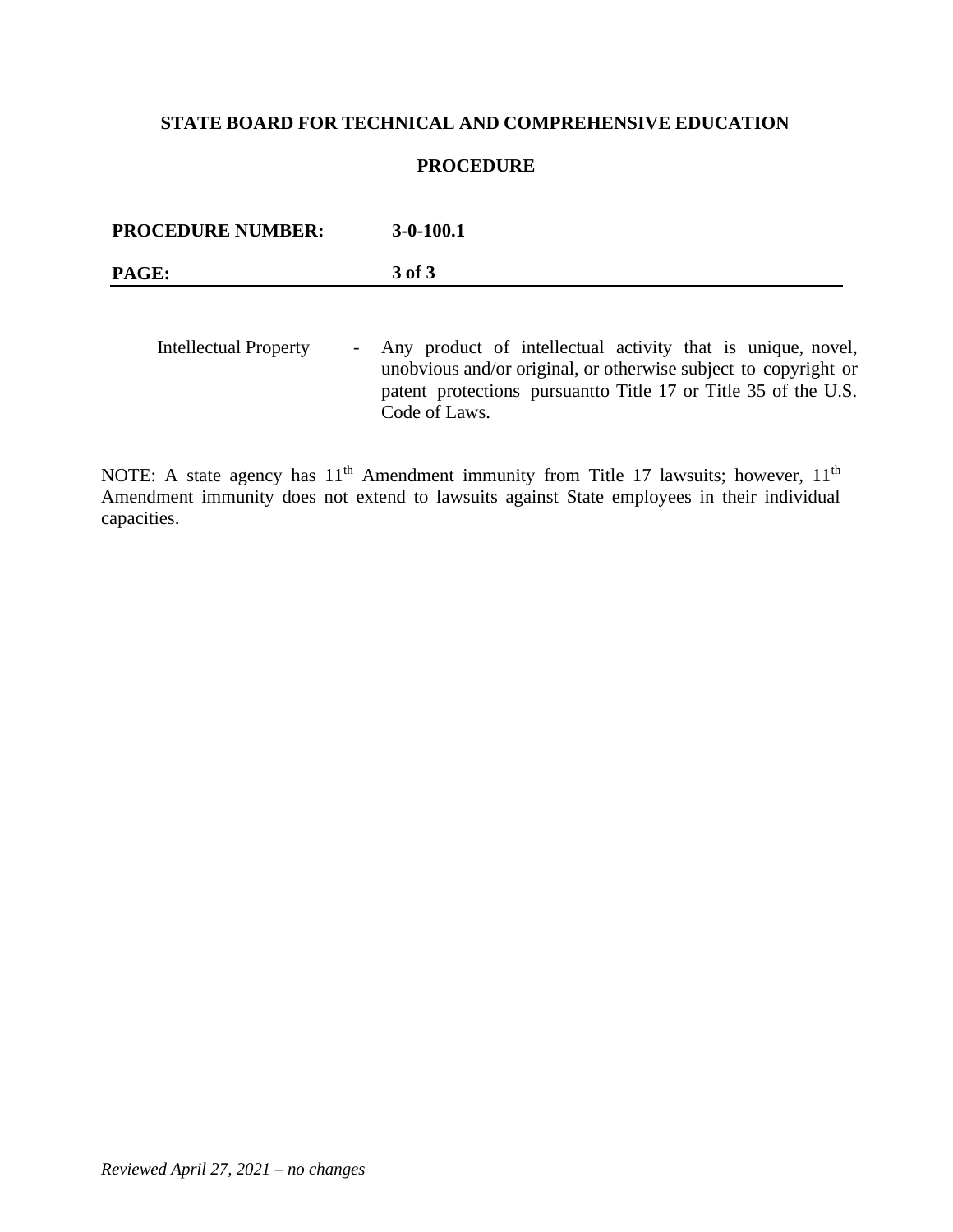Intellectual Property - Any product of intellectual activity that is unique, novel, unobvious and/or original, or otherwise subject to copyright or patent protections pursuantto Title 17 or Title 35 of the U.S. Code of Laws.

NOTE: A state agency has 11th Amendment immunity from Title 17 lawsuits; however, 11th Amendment immunity does not extend to lawsuits against State employees in their individual capacities.

*Reviewed April 27, 2021 – no changes*